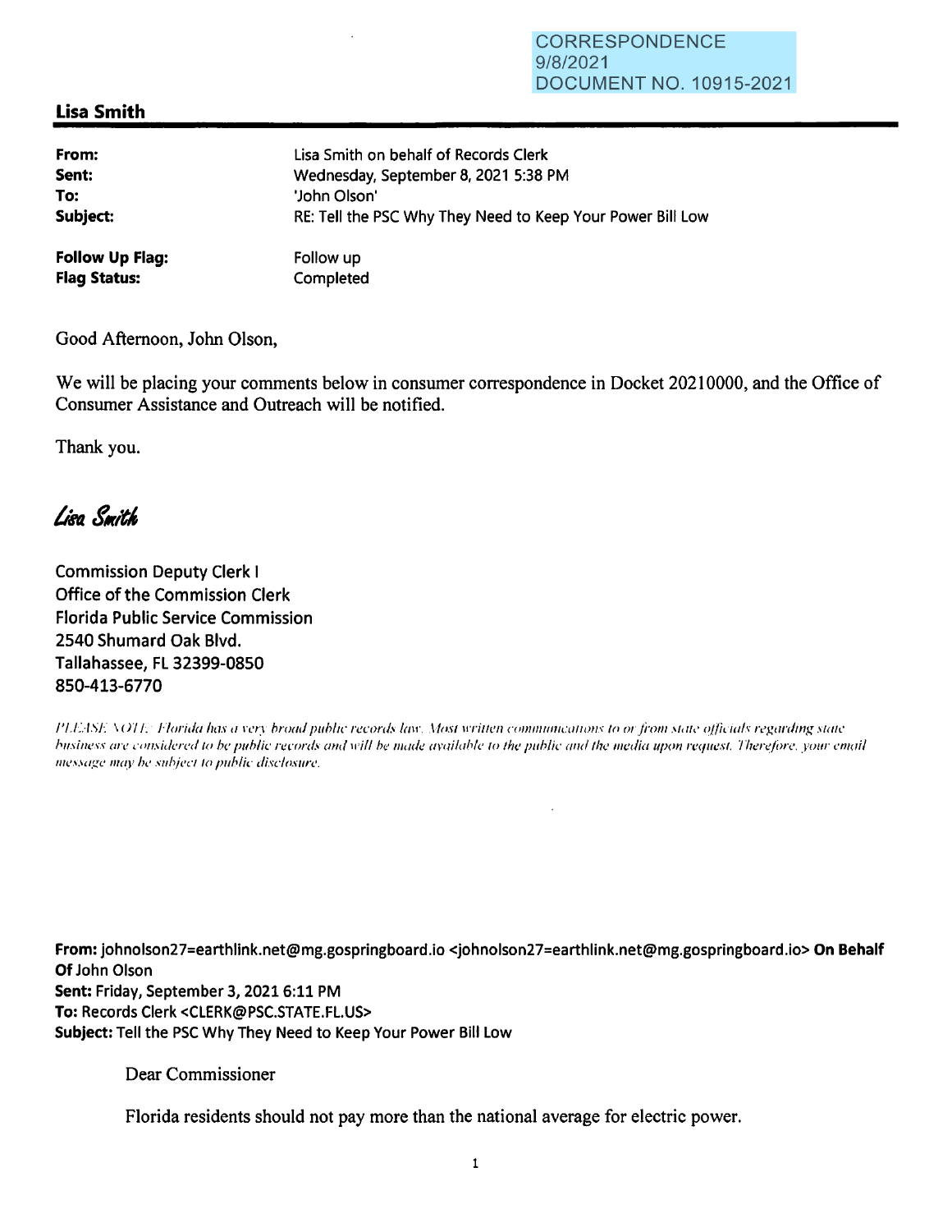CORRESPONDENCE
9/8/2021
DOCUMENT NO. 10915-2021

## Lisa Smith

| | |
|---|---|
| **From:** | Lisa Smith on behalf of Records Clerk |
| **Sent:** | Wednesday, September 8, 2021 5:38 PM |
| **To:** | 'John Olson' |
| **Subject:** | RE: Tell the PSC Why They Need to Keep Your Power Bill Low |
| | |
| **Follow Up Flag:** | Follow up |
| **Flag Status:** | Completed |

Good Afternoon, John Olson,

We will be placing your comments below in consumer correspondence in Docket 20210000, and the Office of Consumer Assistance and Outreach will be notified.

Thank you.

*Lisa Smith*

Commission Deputy Clerk I
Office of the Commission Clerk
Florida Public Service Commission
2540 Shumard Oak Blvd.
Tallahassee, FL 32399-0850
850-413-6770

*PLEASE NOTE: Florida has a very broad public records law. Most written communications to or from state officials regarding state business are considered to be public records and will be made available to the public and the media upon request. Therefore, your email message may be subject to public disclosure.*

**From:** johnolson27=earthlink.net@mg.gospringboard.io <johnolson27=earthlink.net@mg.gospringboard.io> **On Behalf Of** John Olson
**Sent:** Friday, September 3, 2021 6:11 PM
**To:** Records Clerk <CLERK@PSC.STATE.FL.US>
**Subject:** Tell the PSC Why They Need to Keep Your Power Bill Low

Dear Commissioner

Florida residents should not pay more than the national average for electric power.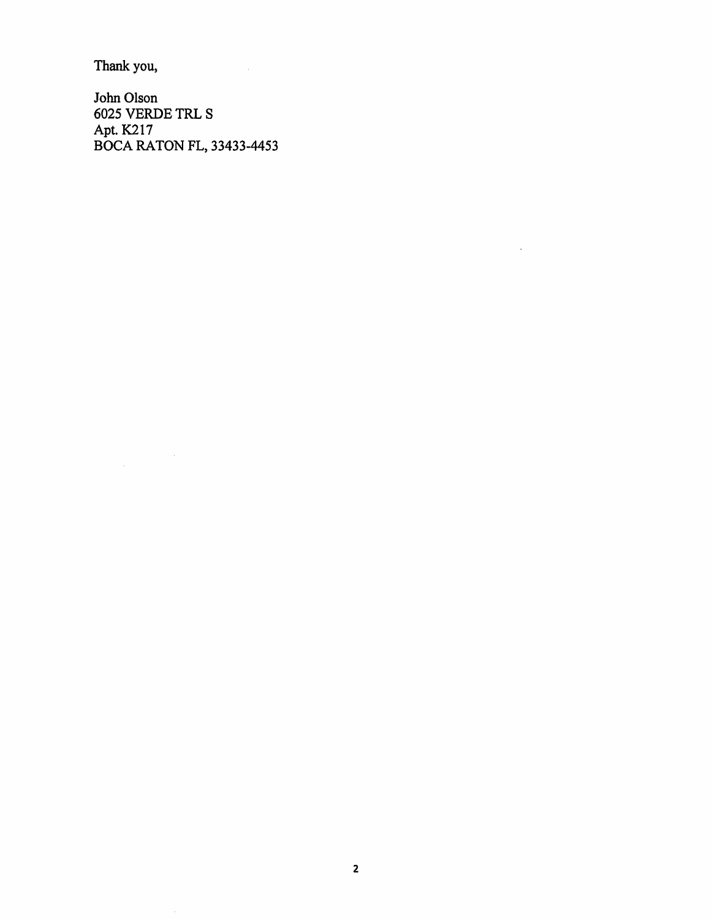Thank you,

John Olson  
6025 VERDE TRL S  
Apt. K217  
BOCA RATON FL, 33433-4453